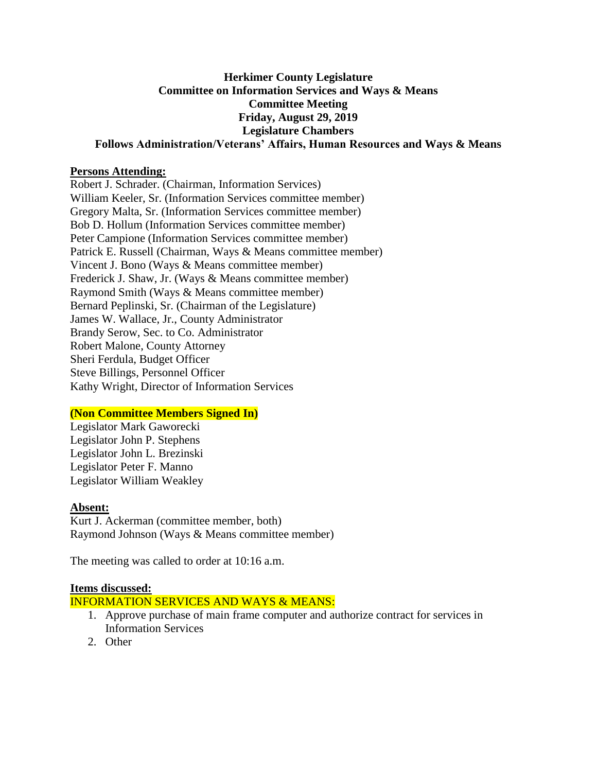**Herkimer County Legislature**
**Committee on Information Services and Ways & Means**
**Committee Meeting**
**Friday, August 29, 2019**
**Legislature Chambers**
**Follows Administration/Veterans' Affairs, Human Resources and Ways & Means**

**Persons Attending:**

Robert J. Schrader. (Chairman, Information Services)
William Keeler, Sr. (Information Services committee member)
Gregory Malta, Sr. (Information Services committee member)
Bob D. Hollum (Information Services committee member)
Peter Campione (Information Services committee member)
Patrick E. Russell (Chairman, Ways & Means committee member)
Vincent J. Bono (Ways & Means committee member)
Frederick J. Shaw, Jr. (Ways & Means committee member)
Raymond Smith (Ways & Means committee member)
Bernard Peplinski, Sr. (Chairman of the Legislature)
James W. Wallace, Jr., County Administrator
Brandy Serow, Sec. to Co. Administrator
Robert Malone, County Attorney
Sheri Ferdula, Budget Officer
Steve Billings, Personnel Officer
Kathy Wright, Director of Information Services

**(Non Committee Members Signed In)**

Legislator Mark Gaworecki
Legislator John P. Stephens
Legislator John L. Brezinski
Legislator Peter F. Manno
Legislator William Weakley

**Absent:**

Kurt J. Ackerman (committee member, both)
Raymond Johnson (Ways & Means committee member)

The meeting was called to order at 10:16 a.m.

**Items discussed:**

INFORMATION SERVICES AND WAYS & MEANS:

1. Approve purchase of main frame computer and authorize contract for services in Information Services
2. Other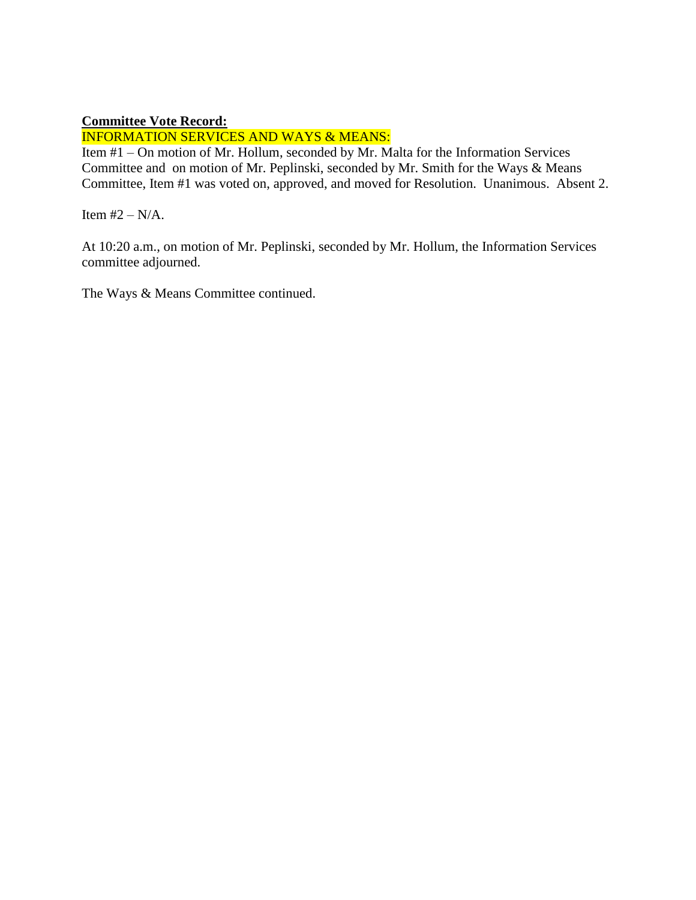**Committee Vote Record:**

INFORMATION SERVICES AND WAYS & MEANS:

Item #1 – On motion of Mr. Hollum, seconded by Mr. Malta for the Information Services Committee and on motion of Mr. Peplinski, seconded by Mr. Smith for the Ways & Means Committee, Item #1 was voted on, approved, and moved for Resolution. Unanimous. Absent 2.

Item #2 – N/A.

At 10:20 a.m., on motion of Mr. Peplinski, seconded by Mr. Hollum, the Information Services committee adjourned.

The Ways & Means Committee continued.